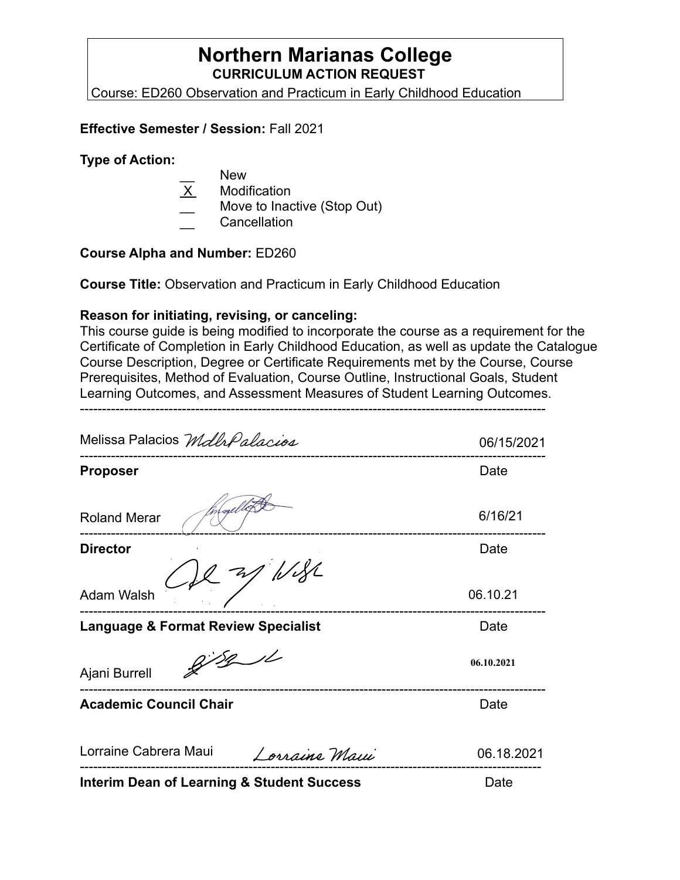# Northern Marianas College

**CURRICULUM ACTION REQUEST**

Course: ED260 Observation and Practicum in Early Childhood Education

**Effective Semester / Session:** Fall 2021

**Type of Action:**

- __ New
- X Modification
- __ Move to Inactive (Stop Out)
- __ Cancellation

**Course Alpha and Number:** ED260

**Course Title:** Observation and Practicum in Early Childhood Education

**Reason for initiating, revising, or canceling:**

This course guide is being modified to incorporate the course as a requirement for the Certificate of Completion in Early Childhood Education, as well as update the Catalogue Course Description, Degree or Certificate Requirements met by the Course, Course Prerequisites, Method of Evaluation, Course Outline, Instructional Goals, Student Learning Outcomes, and Assessment Measures of Student Learning Outcomes.

---

Melissa Palacios *MdlrPalacios* 06/15/2021

---

**Proposer** Date

Roland Merar 6/16/21

---

**Director** Date

Adam Walsh 06.10.21

---

**Language & Format Review Specialist** Date

Ajani Burrell 06.10.2021

---

**Academic Council Chair** Date

Lorraine Cabrera Maui *Lorraine Maui* 06.18.2021

---

**Interim Dean of Learning & Student Success** Date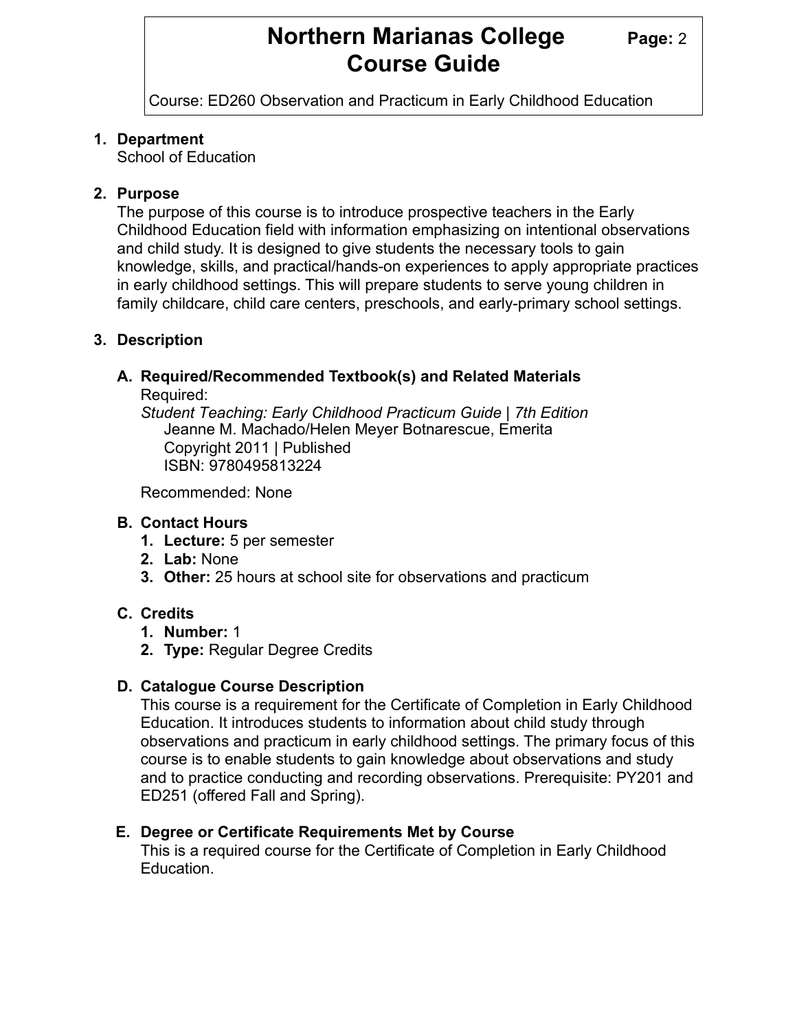## 1. Department

School of Education

## 2. Purpose

The purpose of this course is to introduce prospective teachers in the Early Childhood Education field with information emphasizing on intentional observations and child study. It is designed to give students the necessary tools to gain knowledge, skills, and practical/hands-on experiences to apply appropriate practices in early childhood settings. This will prepare students to serve young children in family childcare, child care centers, preschools, and early-primary school settings.

## 3. Description

### A. Required/Recommended Textbook(s) and Related Materials

Required:
*Student Teaching: Early Childhood Practicum Guide | 7th Edition*
Jeanne M. Machado/Helen Meyer Botnarescue, Emerita
Copyright 2011 | Published
ISBN: 9780495813224

Recommended: None

### B. Contact Hours

1. **Lecture:** 5 per semester
2. **Lab:** None
3. **Other:** 25 hours at school site for observations and practicum

### C. Credits

1. **Number:** 1
2. **Type:** Regular Degree Credits

### D. Catalogue Course Description

This course is a requirement for the Certificate of Completion in Early Childhood Education. It introduces students to information about child study through observations and practicum in early childhood settings. The primary focus of this course is to enable students to gain knowledge about observations and study and to practice conducting and recording observations. Prerequisite: PY201 and ED251 (offered Fall and Spring).

### E. Degree or Certificate Requirements Met by Course

This is a required course for the Certificate of Completion in Early Childhood Education.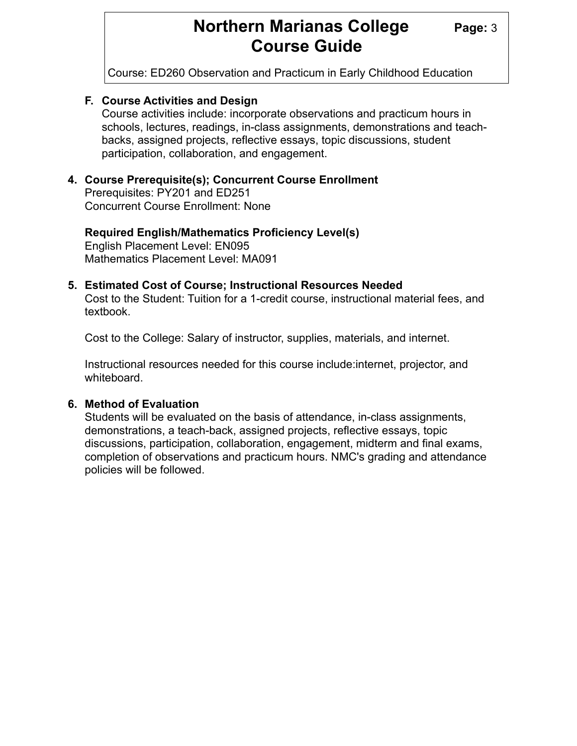### F. Course Activities and Design

Course activities include: incorporate observations and practicum hours in schools, lectures, readings, in-class assignments, demonstrations and teach-backs, assigned projects, reflective essays, topic discussions, student participation, collaboration, and engagement.

## 4. Course Prerequisite(s); Concurrent Course Enrollment

Prerequisites: PY201 and ED251
Concurrent Course Enrollment: None

**Required English/Mathematics Proficiency Level(s)**
English Placement Level: EN095
Mathematics Placement Level: MA091

## 5. Estimated Cost of Course; Instructional Resources Needed

Cost to the Student: Tuition for a 1-credit course, instructional material fees, and textbook.

Cost to the College: Salary of instructor, supplies, materials, and internet.

Instructional resources needed for this course include:internet, projector, and whiteboard.

## 6. Method of Evaluation

Students will be evaluated on the basis of attendance, in-class assignments, demonstrations, a teach-back, assigned projects, reflective essays, topic discussions, participation, collaboration, engagement, midterm and final exams, completion of observations and practicum hours. NMC's grading and attendance policies will be followed.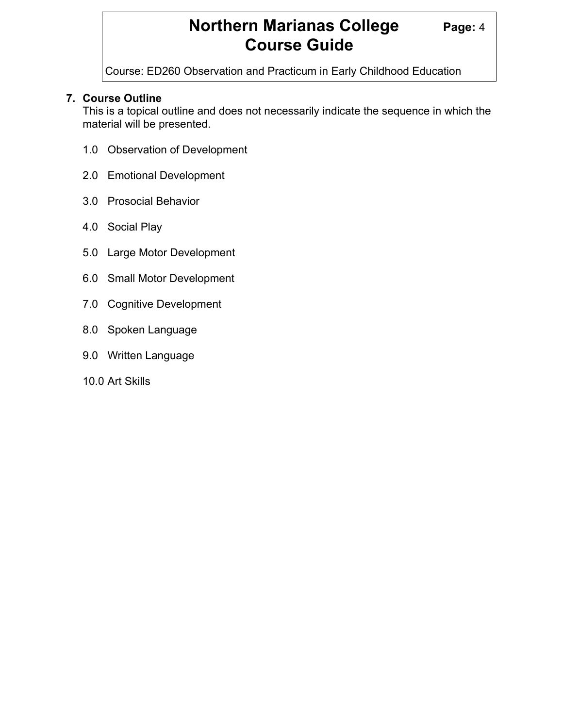## 7. Course Outline

This is a topical outline and does not necessarily indicate the sequence in which the material will be presented.

1.0 Observation of Development

2.0 Emotional Development

3.0 Prosocial Behavior

4.0 Social Play

5.0 Large Motor Development

6.0 Small Motor Development

7.0 Cognitive Development

8.0 Spoken Language

9.0 Written Language

10.0 Art Skills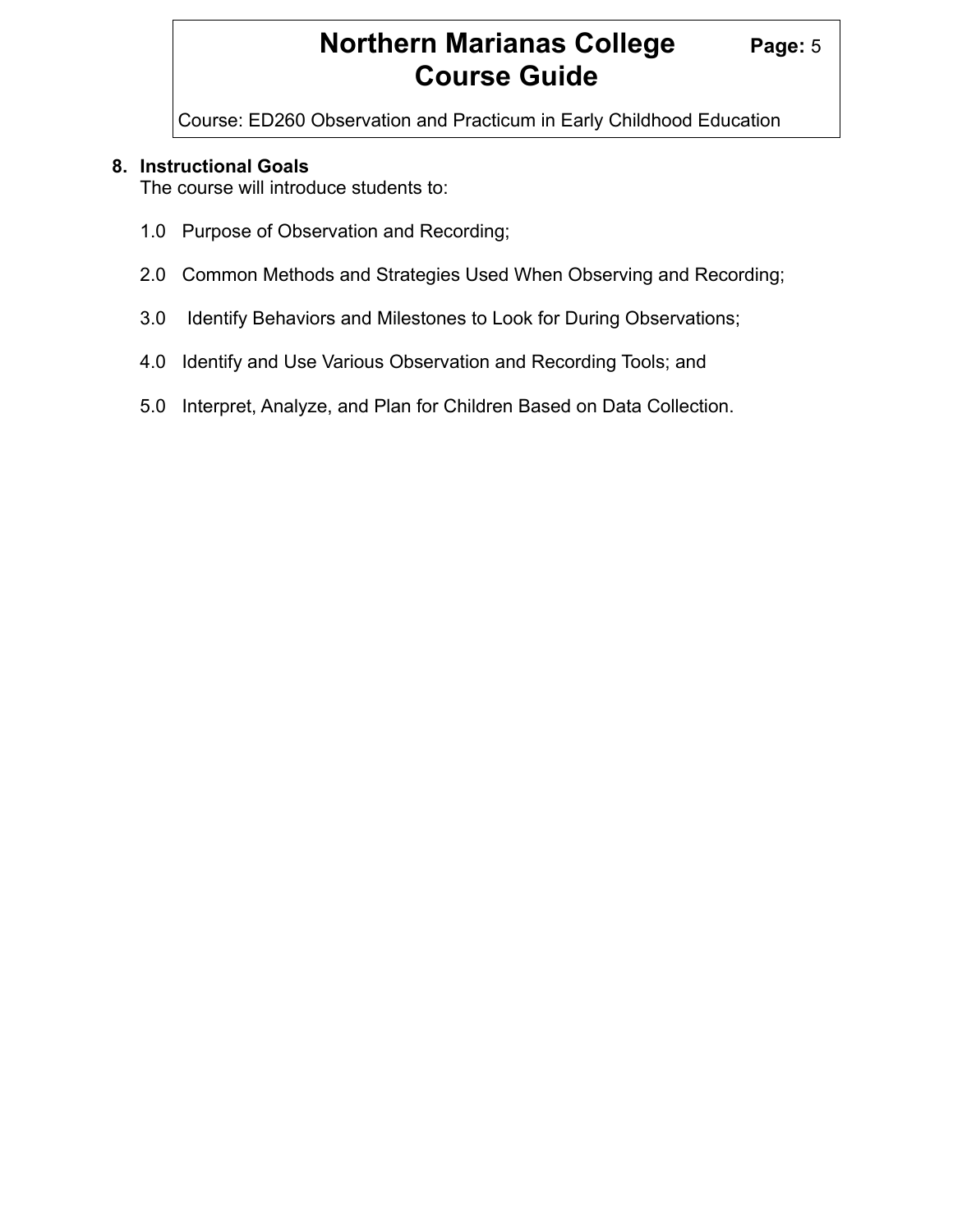## 8. Instructional Goals

The course will introduce students to:

1.0 Purpose of Observation and Recording;

2.0 Common Methods and Strategies Used When Observing and Recording;

3.0 Identify Behaviors and Milestones to Look for During Observations;

4.0 Identify and Use Various Observation and Recording Tools; and

5.0 Interpret, Analyze, and Plan for Children Based on Data Collection.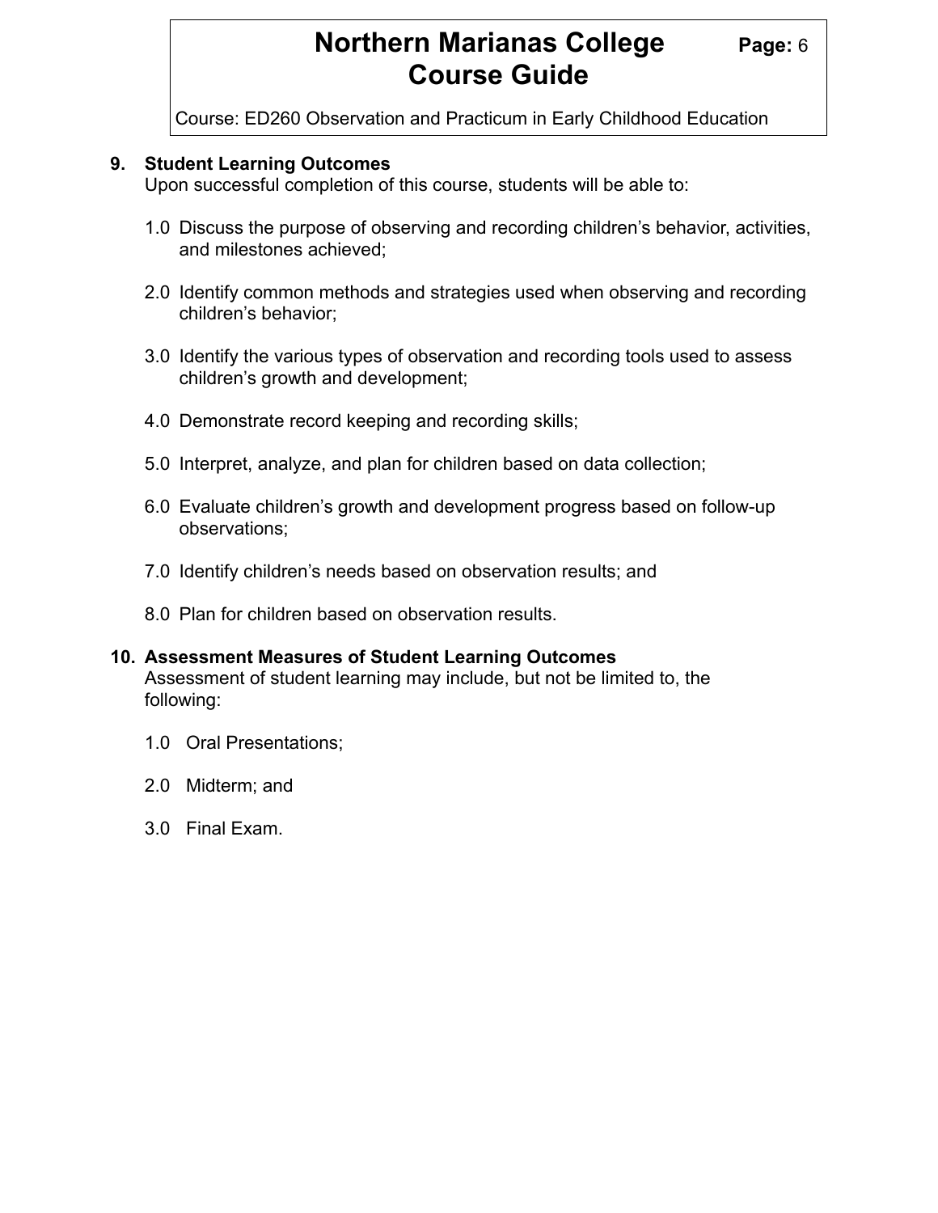## 9. Student Learning Outcomes

Upon successful completion of this course, students will be able to:

1.0 Discuss the purpose of observing and recording children's behavior, activities, and milestones achieved;

2.0 Identify common methods and strategies used when observing and recording children's behavior;

3.0 Identify the various types of observation and recording tools used to assess children's growth and development;

4.0 Demonstrate record keeping and recording skills;

5.0 Interpret, analyze, and plan for children based on data collection;

6.0 Evaluate children's growth and development progress based on follow-up observations;

7.0 Identify children's needs based on observation results; and

8.0 Plan for children based on observation results.

## 10. Assessment Measures of Student Learning Outcomes

Assessment of student learning may include, but not be limited to, the following:

1.0 Oral Presentations;

2.0 Midterm; and

3.0 Final Exam.